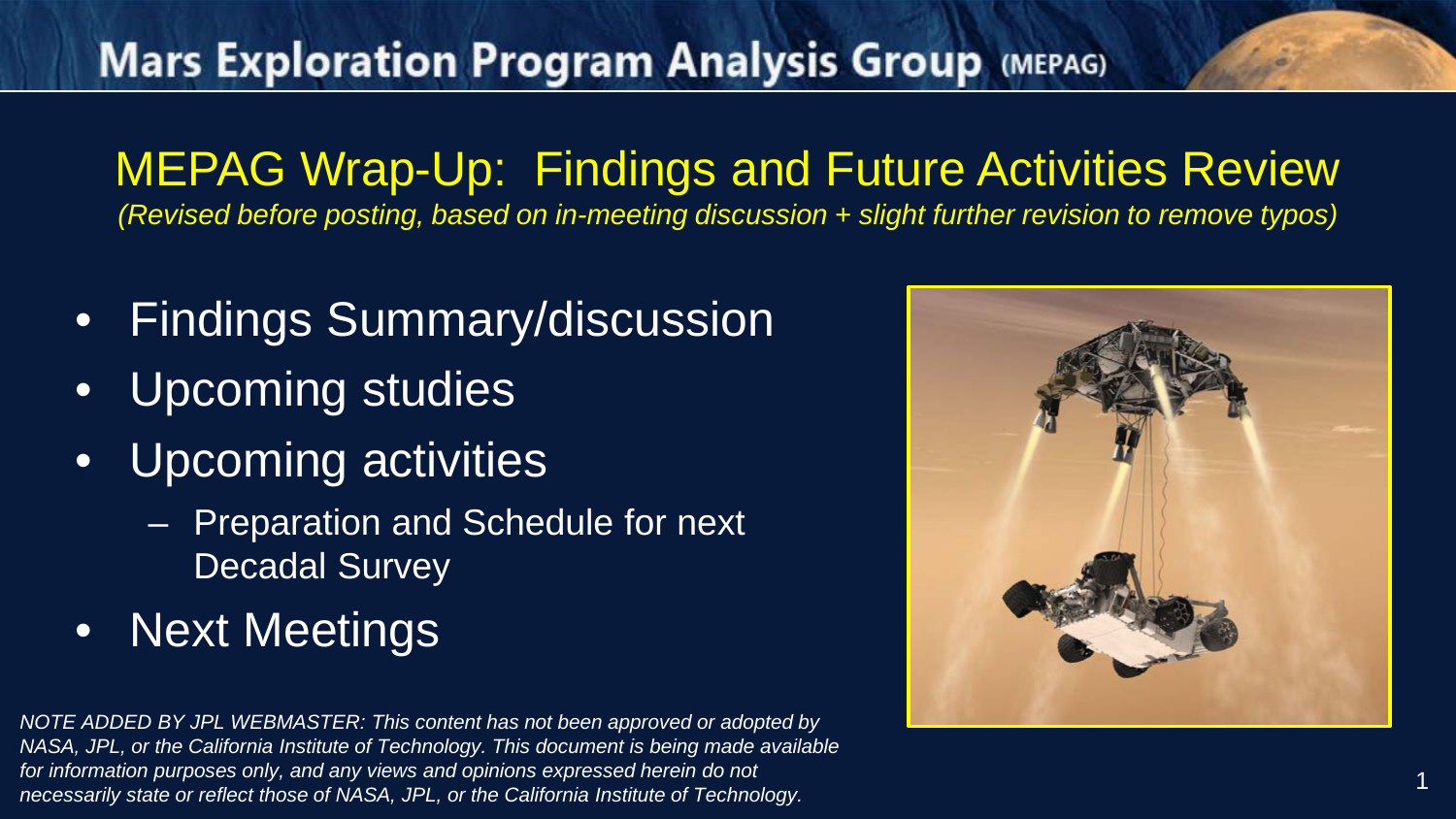# Mars Exploration Program Analysis Group (MEPAG)

## MEPAG Wrap-Up: Findings and Future Activities Review

*(Revised before posting, based on in-meeting discussion + slight further revision to remove typos)*

- Findings Summary/discussion
- Upcoming studies
- Upcoming activities
  - Preparation and Schedule for next Decadal Survey
- Next Meetings

*NOTE ADDED BY JPL WEBMASTER: This content has not been approved or adopted by NASA, JPL, or the California Institute of Technology. This document is being made available for information purposes only, and any views and opinions expressed herein do not necessarily state or reflect those of NASA, JPL, or the California Institute of Technology.*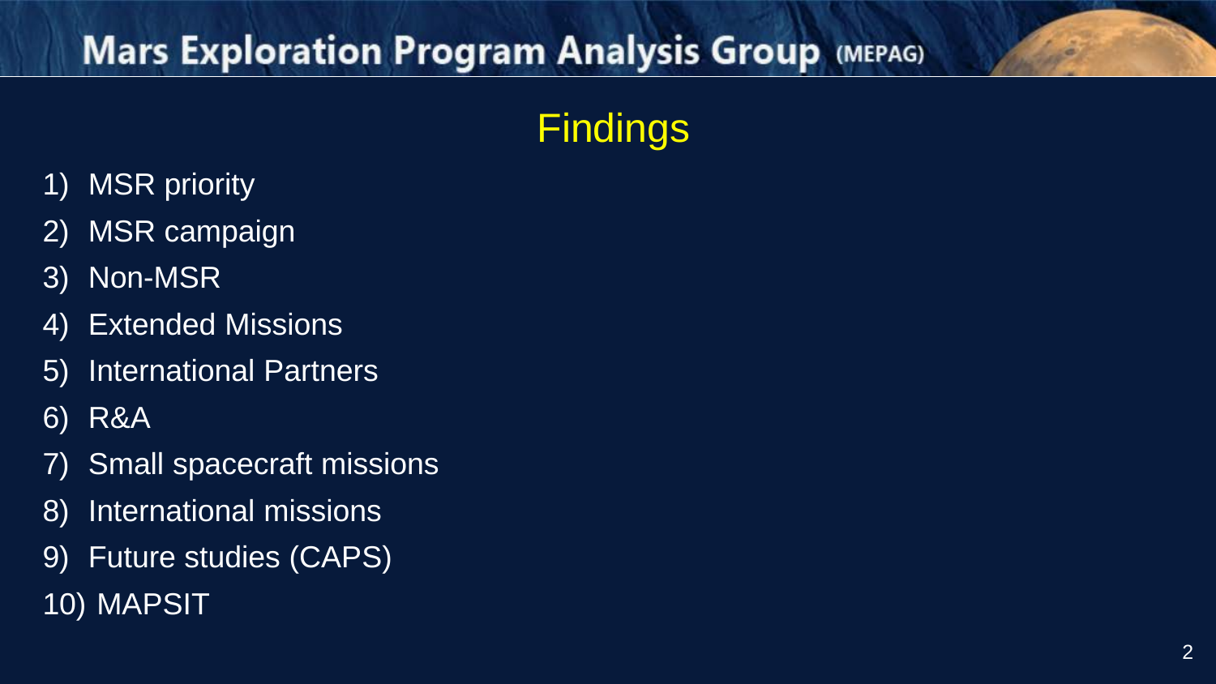# Findings

1) MSR priority
2) MSR campaign
3) Non-MSR
4) Extended Missions
5) International Partners
6) R&A
7) Small spacecraft missions
8) International missions
9) Future studies (CAPS)
10) MAPSIT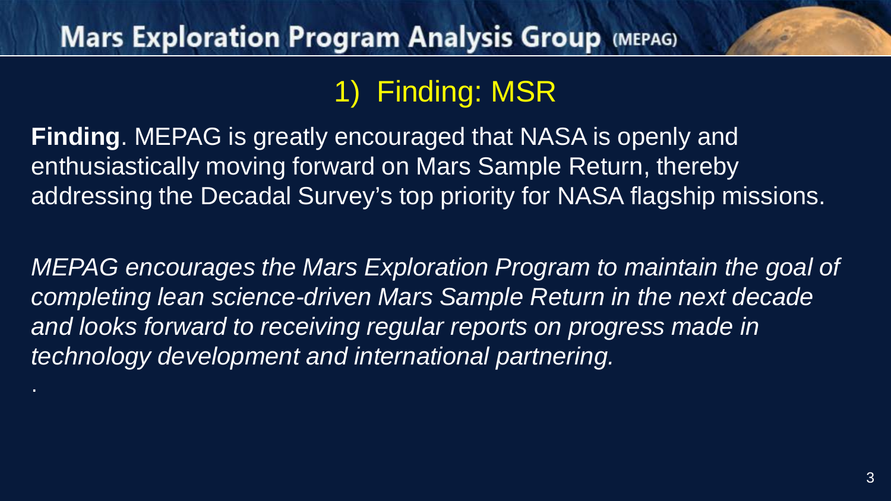# 1) Finding: MSR

**Finding**. MEPAG is greatly encouraged that NASA is openly and enthusiastically moving forward on Mars Sample Return, thereby addressing the Decadal Survey's top priority for NASA flagship missions.

*MEPAG encourages the Mars Exploration Program to maintain the goal of completing lean science-driven Mars Sample Return in the next decade and looks forward to receiving regular reports on progress made in technology development and international partnering.*

.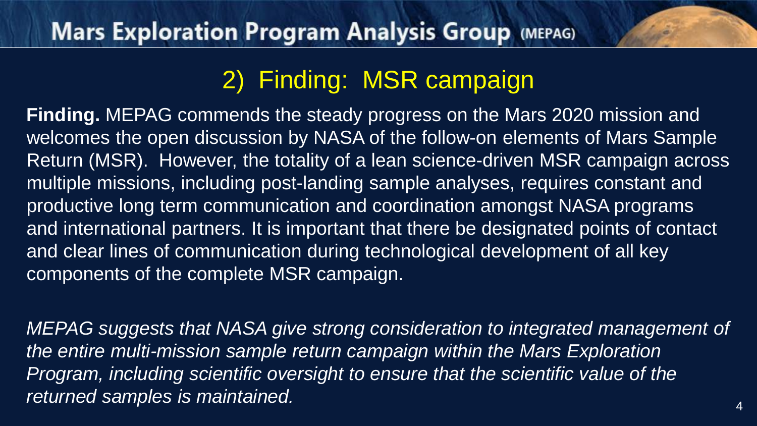## 2) Finding: MSR campaign

**Finding.** MEPAG commends the steady progress on the Mars 2020 mission and welcomes the open discussion by NASA of the follow-on elements of Mars Sample Return (MSR). However, the totality of a lean science-driven MSR campaign across multiple missions, including post-landing sample analyses, requires constant and productive long term communication and coordination amongst NASA programs and international partners. It is important that there be designated points of contact and clear lines of communication during technological development of all key components of the complete MSR campaign.

*MEPAG suggests that NASA give strong consideration to integrated management of the entire multi-mission sample return campaign within the Mars Exploration Program, including scientific oversight to ensure that the scientific value of the returned samples is maintained.*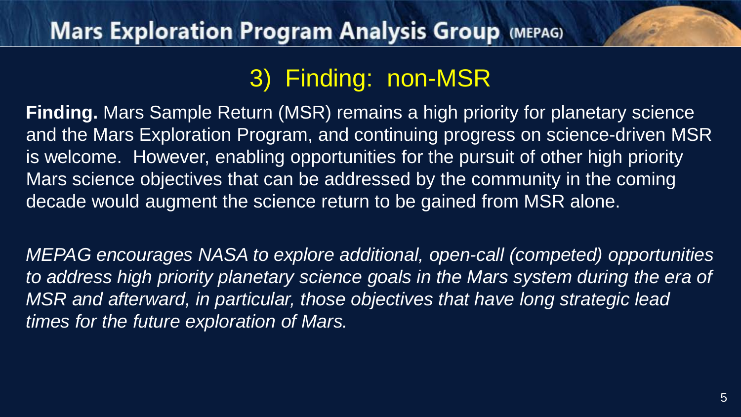## 3) Finding: non-MSR

**Finding.** Mars Sample Return (MSR) remains a high priority for planetary science and the Mars Exploration Program, and continuing progress on science-driven MSR is welcome. However, enabling opportunities for the pursuit of other high priority Mars science objectives that can be addressed by the community in the coming decade would augment the science return to be gained from MSR alone.

*MEPAG encourages NASA to explore additional, open-call (competed) opportunities to address high priority planetary science goals in the Mars system during the era of MSR and afterward, in particular, those objectives that have long strategic lead times for the future exploration of Mars.*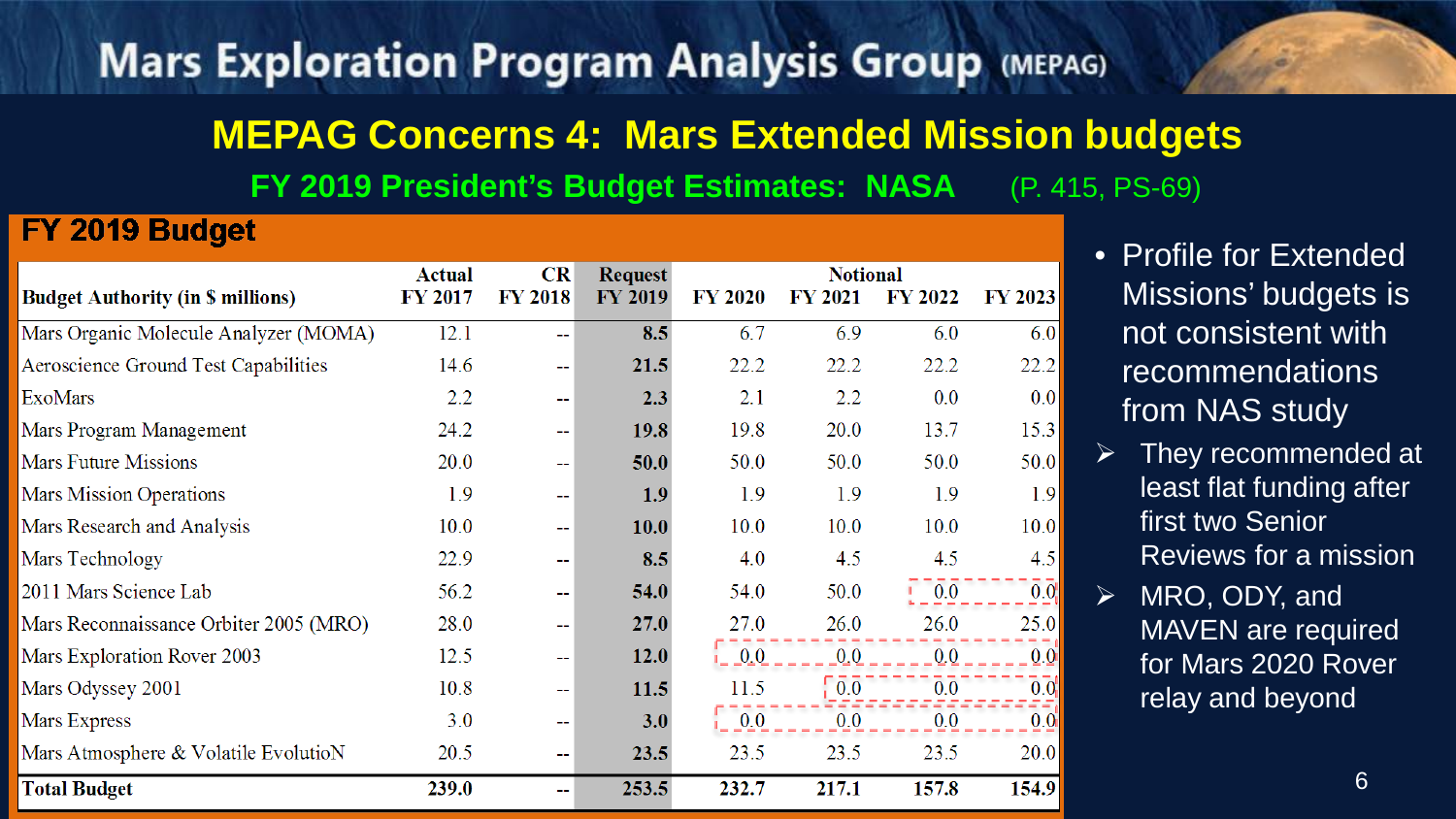# Mars Exploration Program Analysis Group (MEPAG)

## MEPAG Concerns 4: Mars Extended Mission budgets

### FY 2019 President's Budget Estimates: NASA (P. 415, PS-69)

**FY 2019 Budget**

| Budget Authority (in $ millions) | Actual FY 2017 | CR FY 2018 | Request FY 2019 | Notional FY 2020 | FY 2021 | FY 2022 | FY 2023 |
|---|---|---|---|---|---|---|---|
| Mars Organic Molecule Analyzer (MOMA) | 12.1 | -- | **8.5** | 6.7 | 6.9 | 6.0 | 6.0 |
| Aeroscience Ground Test Capabilities | 14.6 | -- | **21.5** | 22.2 | 22.2 | 22.2 | 22.2 |
| ExoMars | 2.2 | -- | **2.3** | 2.1 | 2.2 | 0.0 | 0.0 |
| Mars Program Management | 24.2 | -- | **19.8** | 19.8 | 20.0 | 13.7 | 15.3 |
| Mars Future Missions | 20.0 | -- | **50.0** | 50.0 | 50.0 | 50.0 | 50.0 |
| Mars Mission Operations | 1.9 | -- | **1.9** | 1.9 | 1.9 | 1.9 | 1.9 |
| Mars Research and Analysis | 10.0 | -- | **10.0** | 10.0 | 10.0 | 10.0 | 10.0 |
| Mars Technology | 22.9 | -- | **8.5** | 4.0 | 4.5 | 4.5 | 4.5 |
| 2011 Mars Science Lab | 56.2 | -- | **54.0** | 54.0 | 50.0 | 0.0 | 0.0 |
| Mars Reconnaissance Orbiter 2005 (MRO) | 28.0 | -- | **27.0** | 27.0 | 26.0 | 26.0 | 25.0 |
| Mars Exploration Rover 2003 | 12.5 | -- | **12.0** | 0.0 | 0.0 | 0.0 | 0.0 |
| Mars Odyssey 2001 | 10.8 | -- | **11.5** | 11.5 | 0.0 | 0.0 | 0.0 |
| Mars Express | 3.0 | -- | **3.0** | 0.0 | 0.0 | 0.0 | 0.0 |
| Mars Atmosphere & Volatile EvolutioN | 20.5 | -- | **23.5** | 23.5 | 23.5 | 23.5 | 20.0 |
| **Total Budget** | **239.0** | -- | **253.5** | **232.7** | **217.1** | **157.8** | **154.9** |

- Profile for Extended Missions' budgets is not consistent with recommendations from NAS study
  - They recommended at least flat funding after first two Senior Reviews for a mission
  - MRO, ODY, and MAVEN are required for Mars 2020 Rover relay and beyond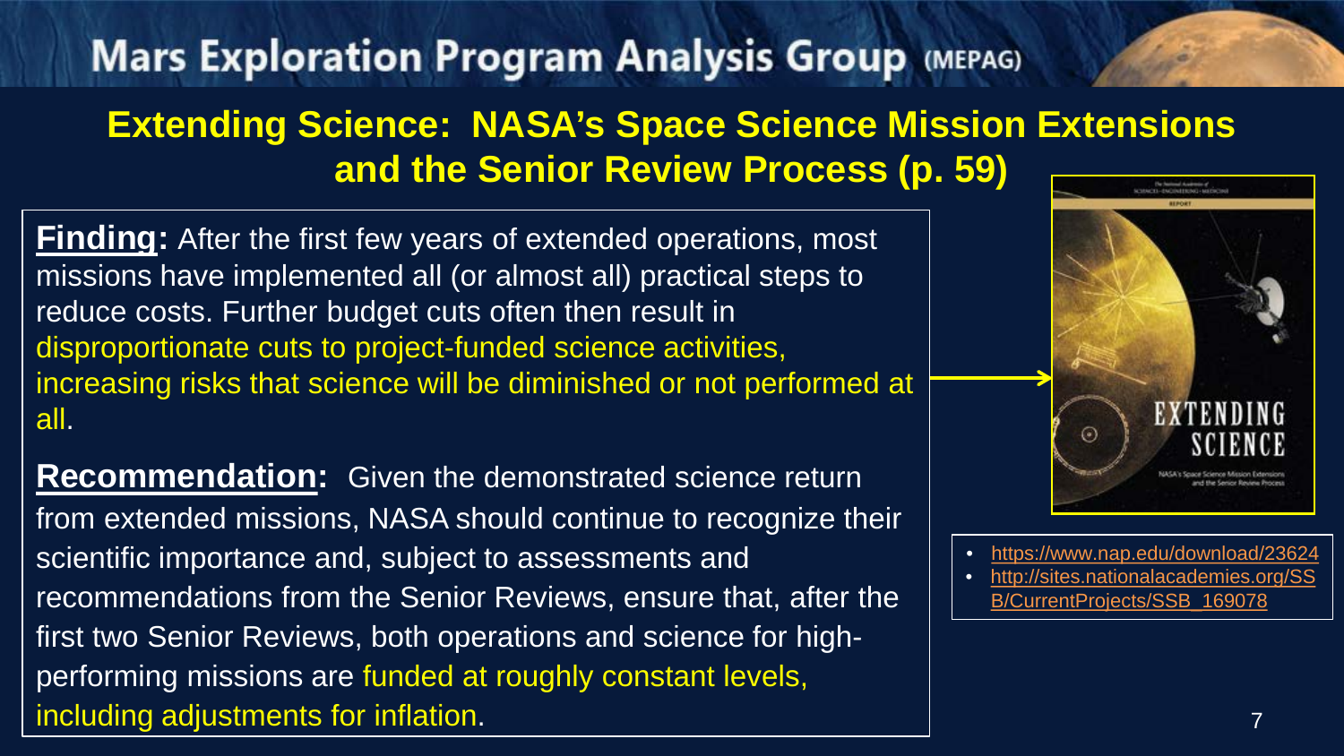# Mars Exploration Program Analysis Group (MEPAG)

## Extending Science: NASA's Space Science Mission Extensions and the Senior Review Process (p. 59)

**Finding:** After the first few years of extended operations, most missions have implemented all (or almost all) practical steps to reduce costs. Further budget cuts often then result in disproportionate cuts to project-funded science activities, increasing risks that science will be diminished or not performed at all.

**Recommendation:** Given the demonstrated science return from extended missions, NASA should continue to recognize their scientific importance and, subject to assessments and recommendations from the Senior Reviews, ensure that, after the first two Senior Reviews, both operations and science for high-performing missions are funded at roughly constant levels, including adjustments for inflation.

- https://www.nap.edu/download/23624
- http://sites.nationalacademies.org/SSB/CurrentProjects/SSB_169078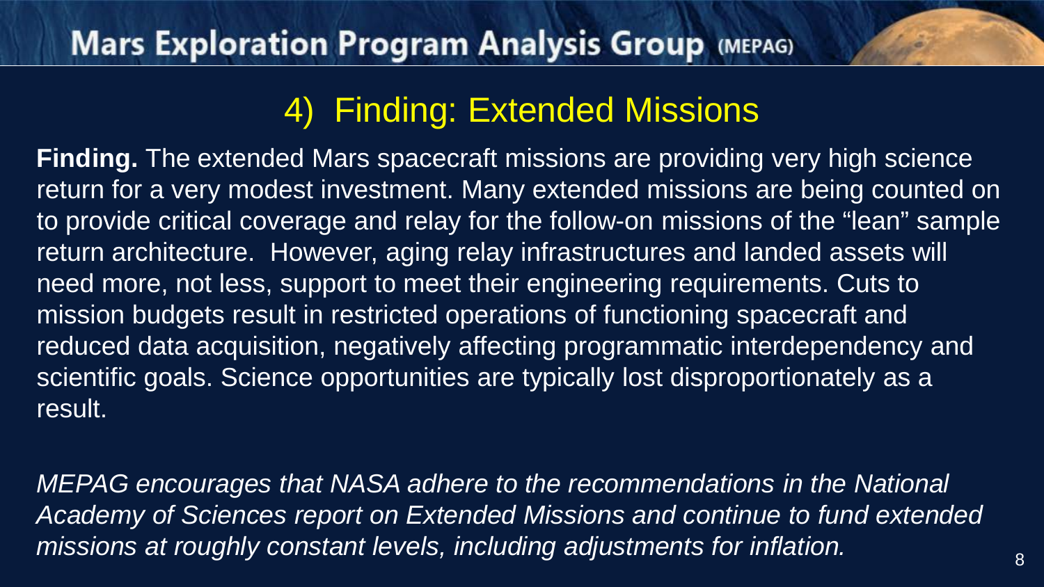## 4) Finding: Extended Missions

**Finding.** The extended Mars spacecraft missions are providing very high science return for a very modest investment. Many extended missions are being counted on to provide critical coverage and relay for the follow-on missions of the "lean" sample return architecture. However, aging relay infrastructures and landed assets will need more, not less, support to meet their engineering requirements. Cuts to mission budgets result in restricted operations of functioning spacecraft and reduced data acquisition, negatively affecting programmatic interdependency and scientific goals. Science opportunities are typically lost disproportionately as a result.

*MEPAG encourages that NASA adhere to the recommendations in the National Academy of Sciences report on Extended Missions and continue to fund extended missions at roughly constant levels, including adjustments for inflation.*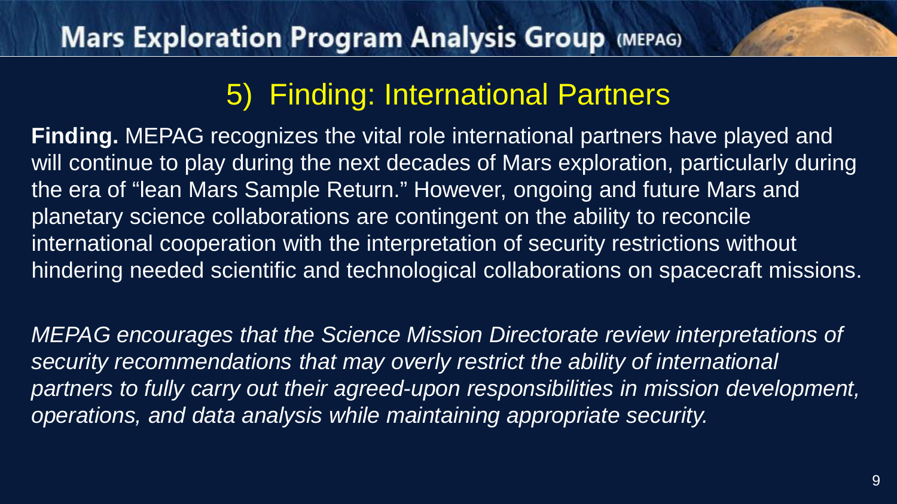# 5) Finding: International Partners

**Finding.** MEPAG recognizes the vital role international partners have played and will continue to play during the next decades of Mars exploration, particularly during the era of "lean Mars Sample Return." However, ongoing and future Mars and planetary science collaborations are contingent on the ability to reconcile international cooperation with the interpretation of security restrictions without hindering needed scientific and technological collaborations on spacecraft missions.

*MEPAG encourages that the Science Mission Directorate review interpretations of security recommendations that may overly restrict the ability of international partners to fully carry out their agreed-upon responsibilities in mission development, operations, and data analysis while maintaining appropriate security.*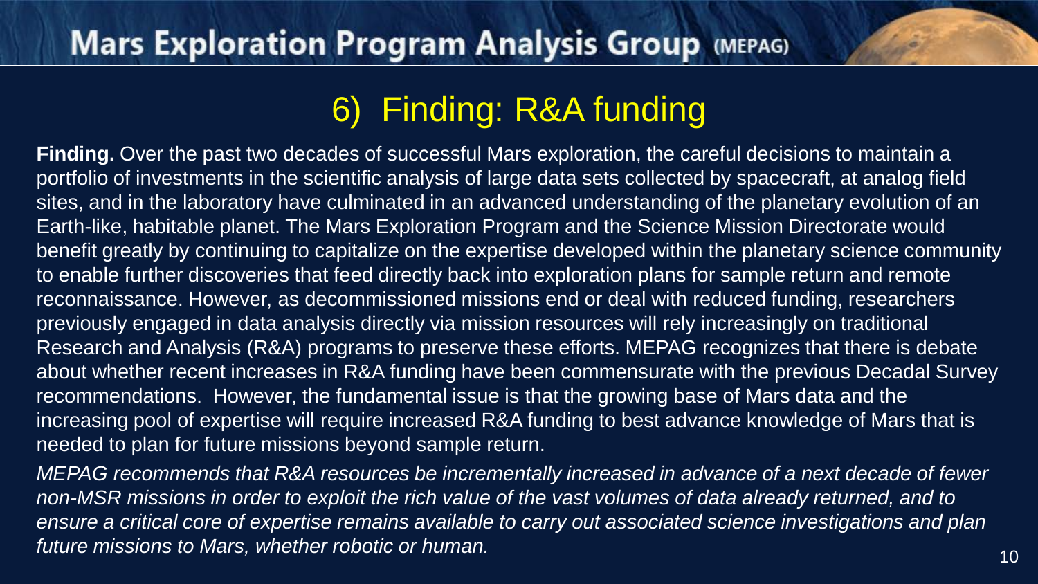# 6) Finding: R&A funding

**Finding.** Over the past two decades of successful Mars exploration, the careful decisions to maintain a portfolio of investments in the scientific analysis of large data sets collected by spacecraft, at analog field sites, and in the laboratory have culminated in an advanced understanding of the planetary evolution of an Earth-like, habitable planet. The Mars Exploration Program and the Science Mission Directorate would benefit greatly by continuing to capitalize on the expertise developed within the planetary science community to enable further discoveries that feed directly back into exploration plans for sample return and remote reconnaissance. However, as decommissioned missions end or deal with reduced funding, researchers previously engaged in data analysis directly via mission resources will rely increasingly on traditional Research and Analysis (R&A) programs to preserve these efforts. MEPAG recognizes that there is debate about whether recent increases in R&A funding have been commensurate with the previous Decadal Survey recommendations. However, the fundamental issue is that the growing base of Mars data and the increasing pool of expertise will require increased R&A funding to best advance knowledge of Mars that is needed to plan for future missions beyond sample return.

*MEPAG recommends that R&A resources be incrementally increased in advance of a next decade of fewer non-MSR missions in order to exploit the rich value of the vast volumes of data already returned, and to ensure a critical core of expertise remains available to carry out associated science investigations and plan future missions to Mars, whether robotic or human.*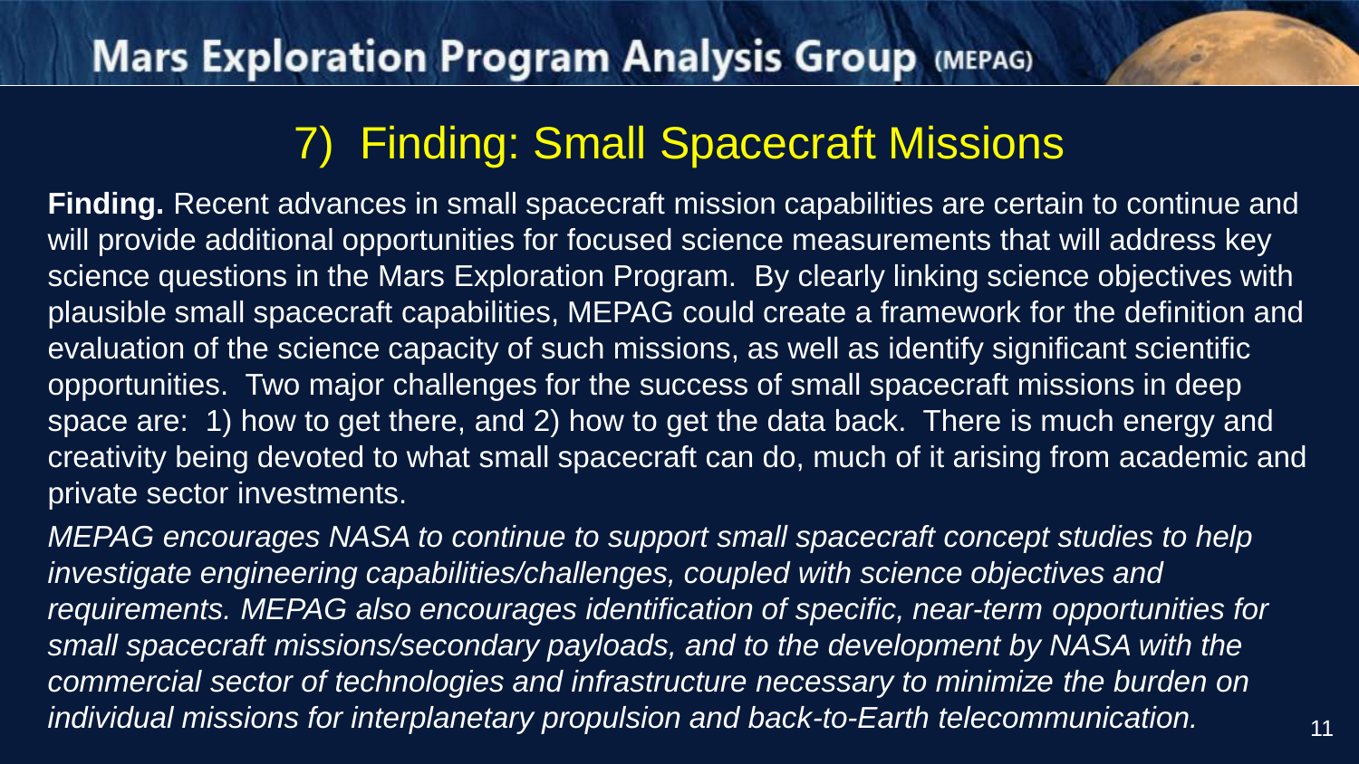# 7) Finding: Small Spacecraft Missions

**Finding.** Recent advances in small spacecraft mission capabilities are certain to continue and will provide additional opportunities for focused science measurements that will address key science questions in the Mars Exploration Program. By clearly linking science objectives with plausible small spacecraft capabilities, MEPAG could create a framework for the definition and evaluation of the science capacity of such missions, as well as identify significant scientific opportunities. Two major challenges for the success of small spacecraft missions in deep space are: 1) how to get there, and 2) how to get the data back. There is much energy and creativity being devoted to what small spacecraft can do, much of it arising from academic and private sector investments.

*MEPAG encourages NASA to continue to support small spacecraft concept studies to help investigate engineering capabilities/challenges, coupled with science objectives and requirements. MEPAG also encourages identification of specific, near-term opportunities for small spacecraft missions/secondary payloads, and to the development by NASA with the commercial sector of technologies and infrastructure necessary to minimize the burden on individual missions for interplanetary propulsion and back-to-Earth telecommunication.*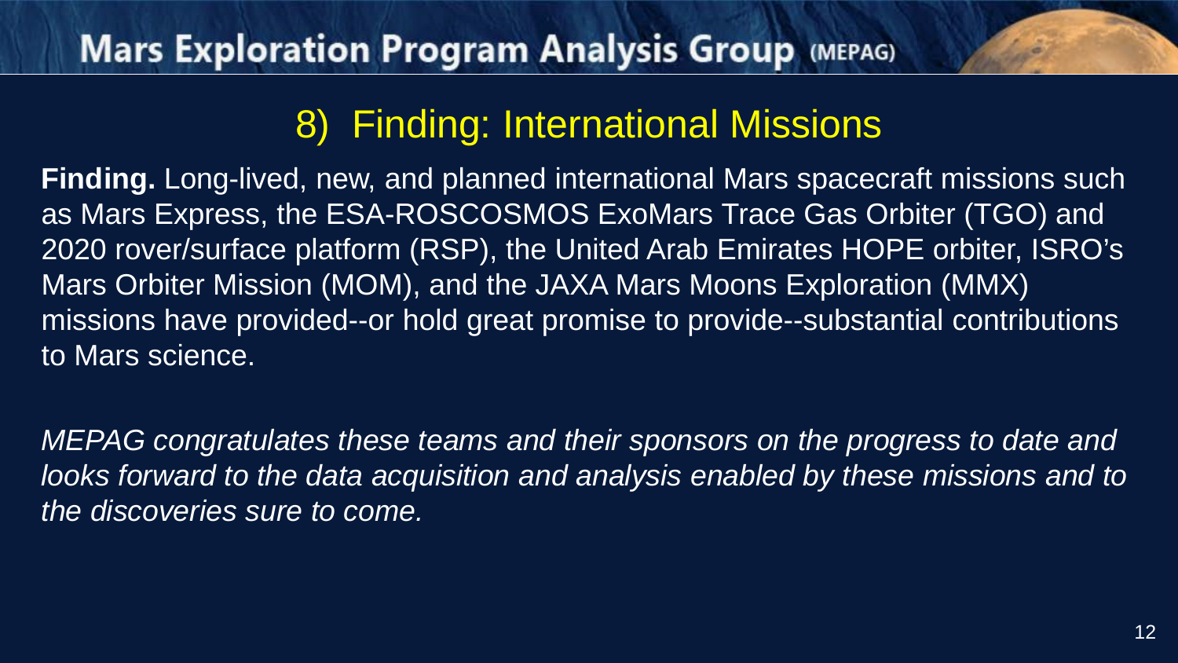# 8) Finding: International Missions

**Finding.** Long-lived, new, and planned international Mars spacecraft missions such as Mars Express, the ESA-ROSCOSMOS ExoMars Trace Gas Orbiter (TGO) and 2020 rover/surface platform (RSP), the United Arab Emirates HOPE orbiter, ISRO's Mars Orbiter Mission (MOM), and the JAXA Mars Moons Exploration (MMX) missions have provided--or hold great promise to provide--substantial contributions to Mars science.

*MEPAG congratulates these teams and their sponsors on the progress to date and looks forward to the data acquisition and analysis enabled by these missions and to the discoveries sure to come.*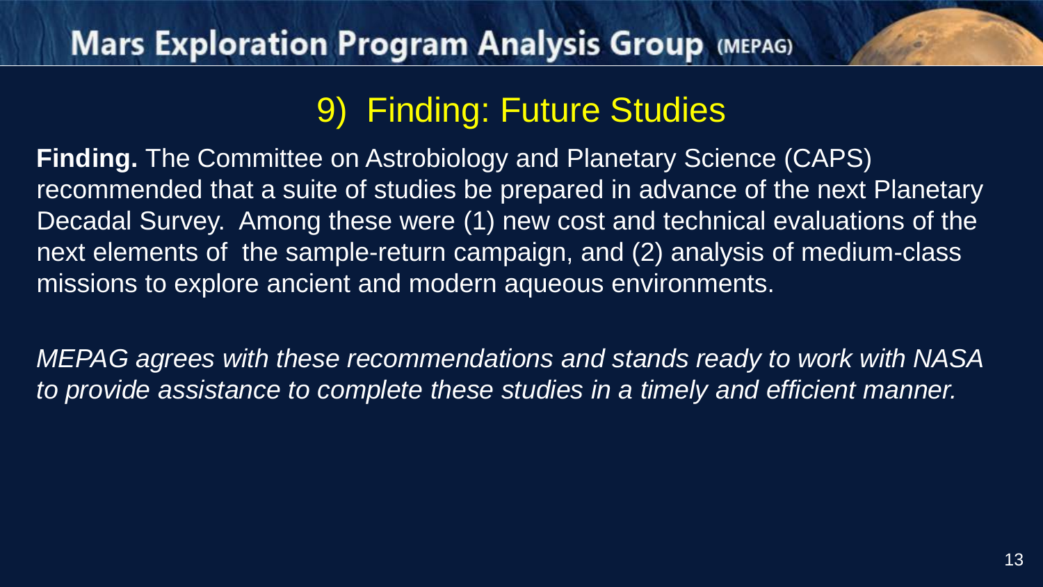## 9) Finding: Future Studies

**Finding.** The Committee on Astrobiology and Planetary Science (CAPS) recommended that a suite of studies be prepared in advance of the next Planetary Decadal Survey. Among these were (1) new cost and technical evaluations of the next elements of the sample-return campaign, and (2) analysis of medium-class missions to explore ancient and modern aqueous environments.

*MEPAG agrees with these recommendations and stands ready to work with NASA to provide assistance to complete these studies in a timely and efficient manner.*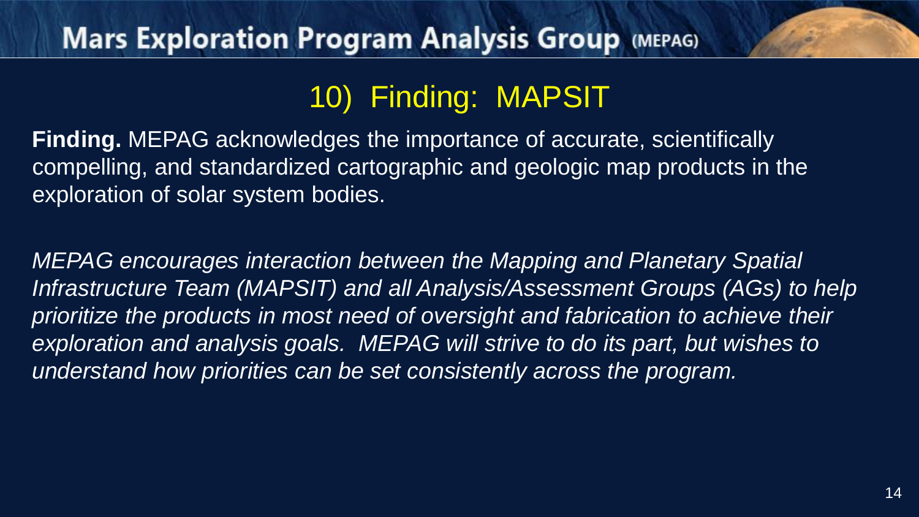## 10) Finding: MAPSIT

**Finding.** MEPAG acknowledges the importance of accurate, scientifically compelling, and standardized cartographic and geologic map products in the exploration of solar system bodies.

*MEPAG encourages interaction between the Mapping and Planetary Spatial Infrastructure Team (MAPSIT) and all Analysis/Assessment Groups (AGs) to help prioritize the products in most need of oversight and fabrication to achieve their exploration and analysis goals. MEPAG will strive to do its part, but wishes to understand how priorities can be set consistently across the program.*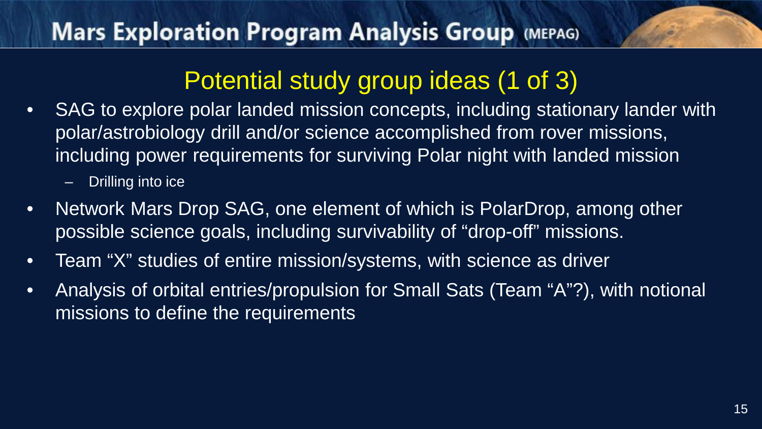## Potential study group ideas (1 of 3)

- SAG to explore polar landed mission concepts, including stationary lander with polar/astrobiology drill and/or science accomplished from rover missions, including power requirements for surviving Polar night with landed mission
  - Drilling into ice
- Network Mars Drop SAG, one element of which is PolarDrop, among other possible science goals, including survivability of "drop-off" missions.
- Team "X" studies of entire mission/systems, with science as driver
- Analysis of orbital entries/propulsion for Small Sats (Team "A"?), with notional missions to define the requirements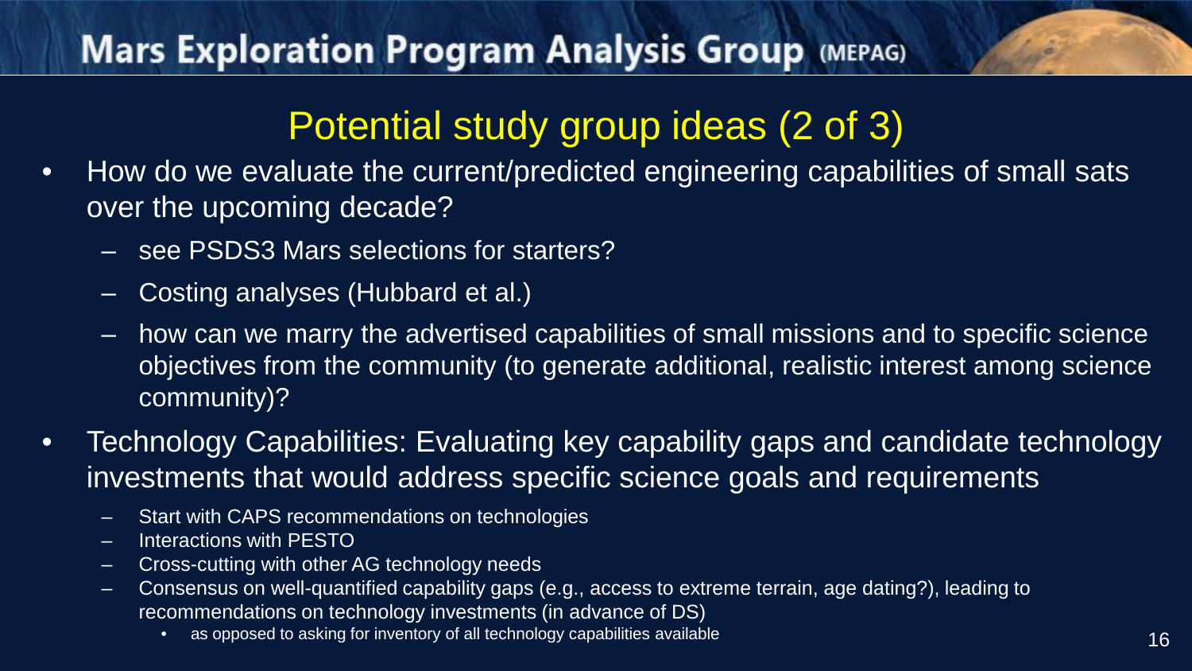## Potential study group ideas (2 of 3)

- How do we evaluate the current/predicted engineering capabilities of small sats over the upcoming decade?
  - see PSDS3 Mars selections for starters?
  - Costing analyses (Hubbard et al.)
  - how can we marry the advertised capabilities of small missions and to specific science objectives from the community (to generate additional, realistic interest among science community)?
- Technology Capabilities: Evaluating key capability gaps and candidate technology investments that would address specific science goals and requirements
  - Start with CAPS recommendations on technologies
  - Interactions with PESTO
  - Cross-cutting with other AG technology needs
  - Consensus on well-quantified capability gaps (e.g., access to extreme terrain, age dating?), leading to recommendations on technology investments (in advance of DS)
    - as opposed to asking for inventory of all technology capabilities available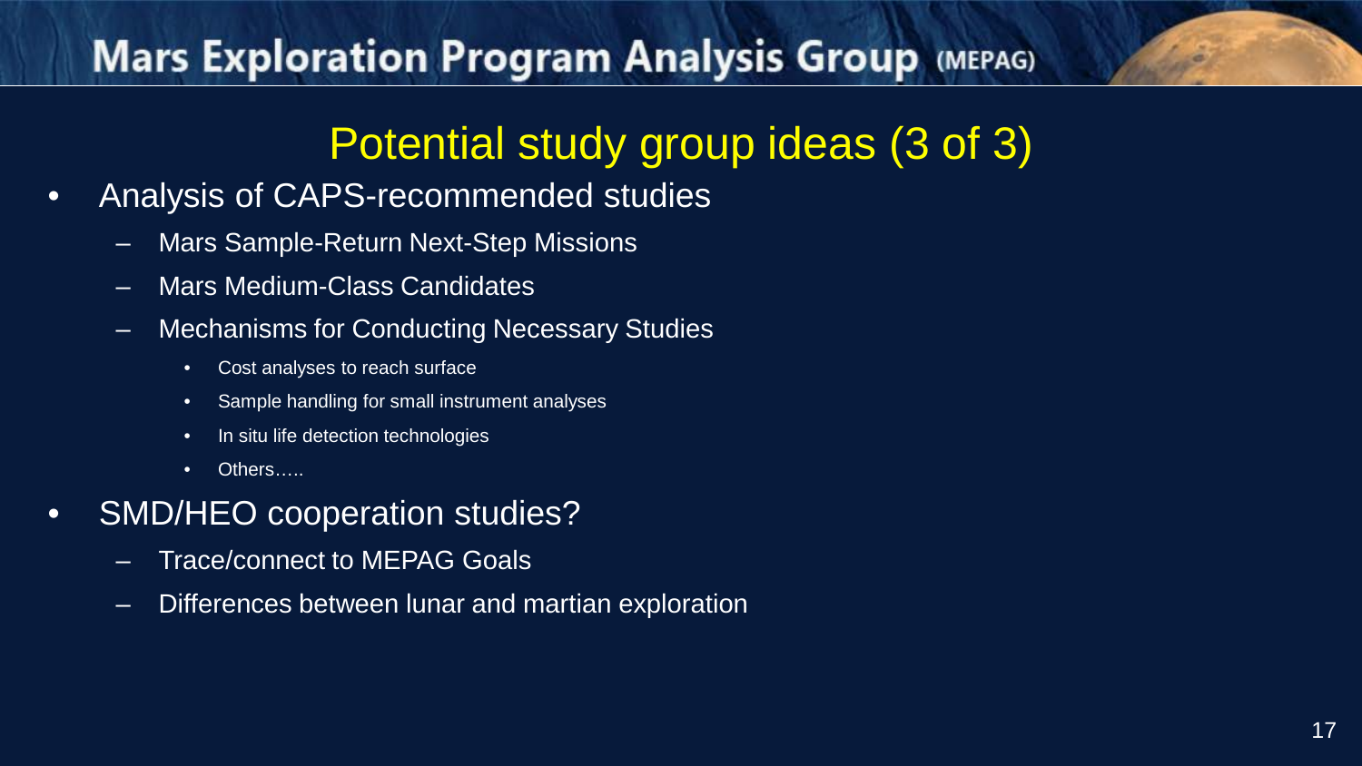# Potential study group ideas (3 of 3)

- Analysis of CAPS-recommended studies
  - Mars Sample-Return Next-Step Missions
  - Mars Medium-Class Candidates
  - Mechanisms for Conducting Necessary Studies
    - Cost analyses to reach surface
    - Sample handling for small instrument analyses
    - In situ life detection technologies
    - Others…..
- SMD/HEO cooperation studies?
  - Trace/connect to MEPAG Goals
  - Differences between lunar and martian exploration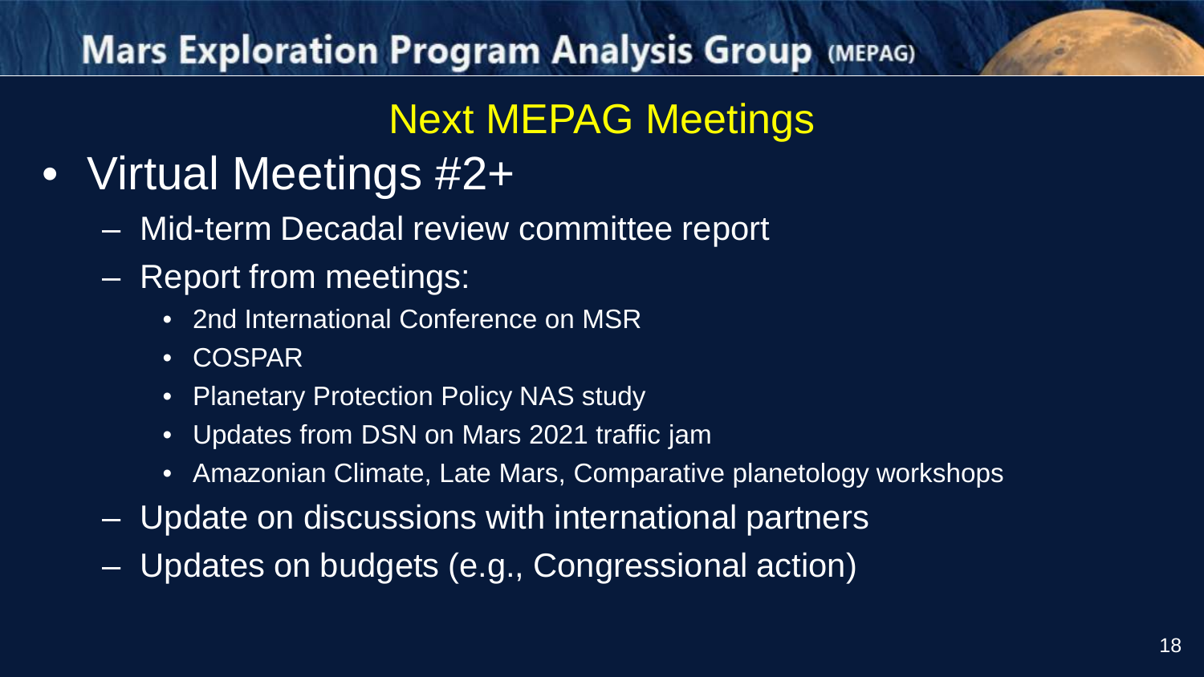## Next MEPAG Meetings

- Virtual Meetings #2+
  - Mid-term Decadal review committee report
  - Report from meetings:
    - 2nd International Conference on MSR
    - COSPAR
    - Planetary Protection Policy NAS study
    - Updates from DSN on Mars 2021 traffic jam
    - Amazonian Climate, Late Mars, Comparative planetology workshops
  - Update on discussions with international partners
  - Updates on budgets (e.g., Congressional action)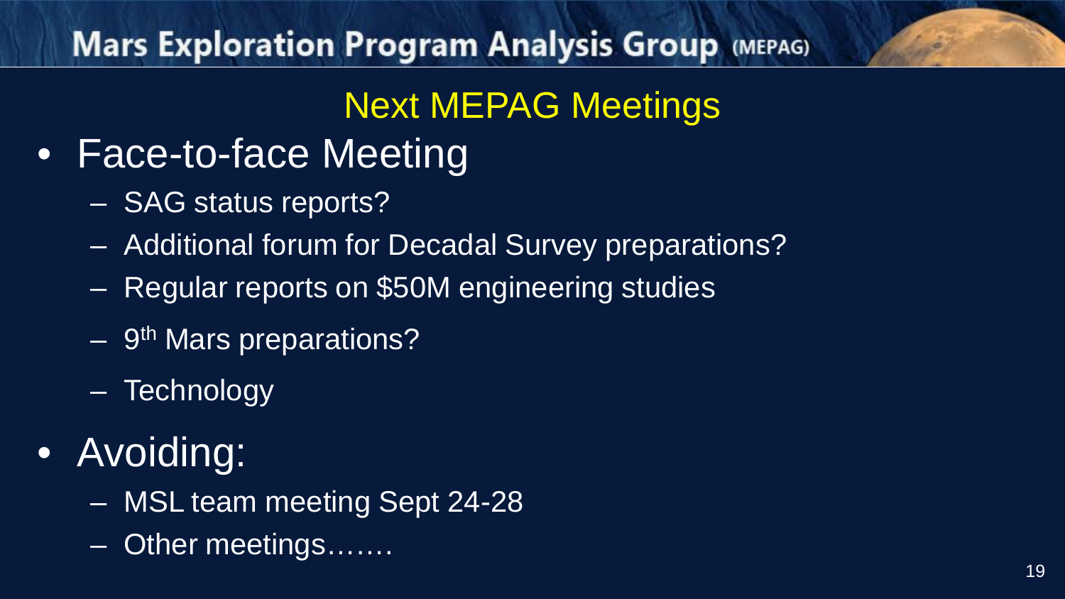## Next MEPAG Meetings

- Face-to-face Meeting
  - SAG status reports?
  - Additional forum for Decadal Survey preparations?
  - Regular reports on $50M engineering studies
  - 9th Mars preparations?
  - Technology
- Avoiding:
  - MSL team meeting Sept 24-28
  - Other meetings…….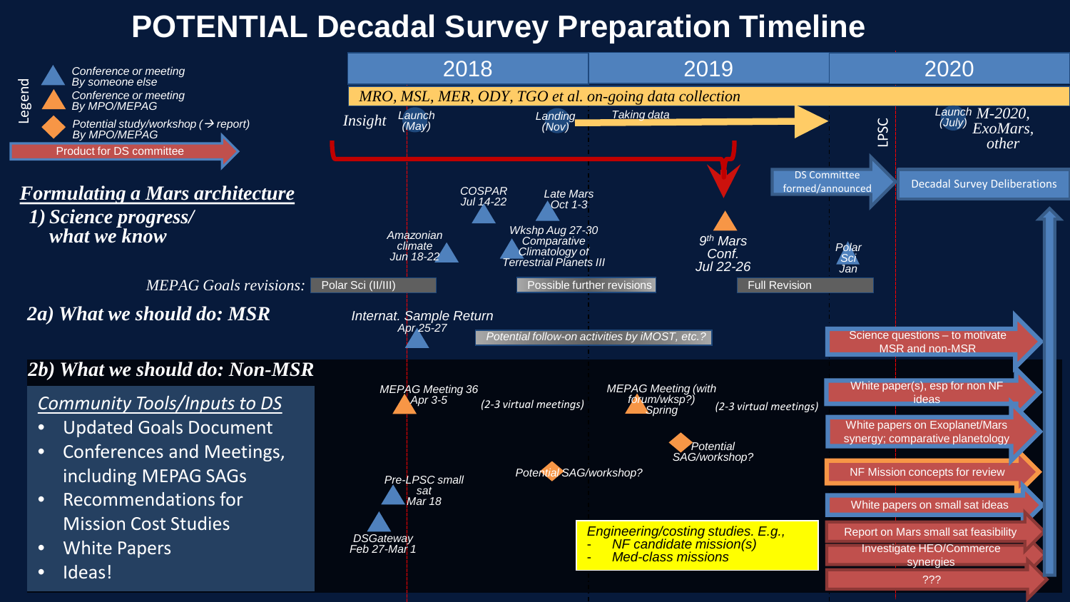# POTENTIAL Decadal Survey Preparation Timeline

**Legend**

- Conference or meeting By someone else
- Conference or meeting By MPO/MEPAG
- Potential study/workshop (→ report) By MPO/MEPAG
- Product for DS committee

| 2018 | 2019 | 2020 |
|---|---|---|

*MRO, MSL, MER, ODY, TGO et al. on-going data collection*

*Insight* — Launch (May); Landing (Nov); Taking data

LPSC

Launch (July) *M-2020, ExoMars, other*

DS Committee formed/announced → Decadal Survey Deliberations

## *Formulating a Mars architecture*

### *1) Science progress/ what we know*

- Amazonian climate Jun 18-22
- COSPAR Jul 14-22
- Late Mars Oct 1-3
- Wkshp Aug 27-30 Comparative Climatology of Terrestrial Planets III
- 9th Mars Conf. Jul 22-26
- Polar Sci Jan

*MEPAG Goals revisions:* Polar Sci (II/III) — Possible further revisions — Full Revision

### *2a) What we should do: MSR*

- Internat. Sample Return Apr 25-27
- *Potential follow-on activities by iMOST, etc.?*

### *2b) What we should do: Non-MSR*

- MEPAG Meeting 36 Apr 3-5
- *(2-3 virtual meetings)*
- MEPAG Meeting (with forum/wksp?) Spring
- *(2-3 virtual meetings)*
- Potential SAG/workshop?
- Potential SAG/workshop?
- Pre-LPSC small sat Mar 18
- DSGateway Feb 27-Mar 1

*Engineering/costing studies. E.g.,*
- *NF candidate mission(s)*
- *Med-class missions*

**Community Tools/Inputs to DS**

- Updated Goals Document
- Conferences and Meetings, including MEPAG SAGs
- Recommendations for Mission Cost Studies
- White Papers
- Ideas!

**Products for DS committee:**

- Science questions – to motivate MSR and non-MSR
- White paper(s), esp for non NF ideas
- White papers on Exoplanet/Mars synergy; comparative planetology
- NF Mission concepts for review
- White papers on small sat ideas
- Report on Mars small sat feasibility
- Investigate HEO/Commerce synergies
- ???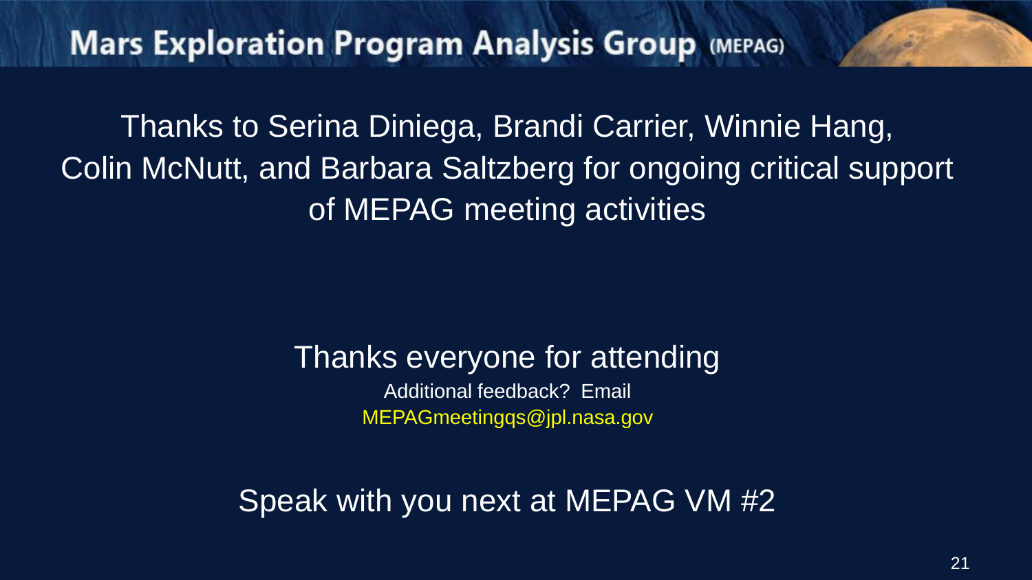# Mars Exploration Program Analysis Group (MEPAG)

Thanks to Serina Diniega, Brandi Carrier, Winnie Hang, Colin McNutt, and Barbara Saltzberg for ongoing critical support of MEPAG meeting activities

Thanks everyone for attending

Additional feedback? Email MEPAGmeetingqs@jpl.nasa.gov

Speak with you next at MEPAG VM #2